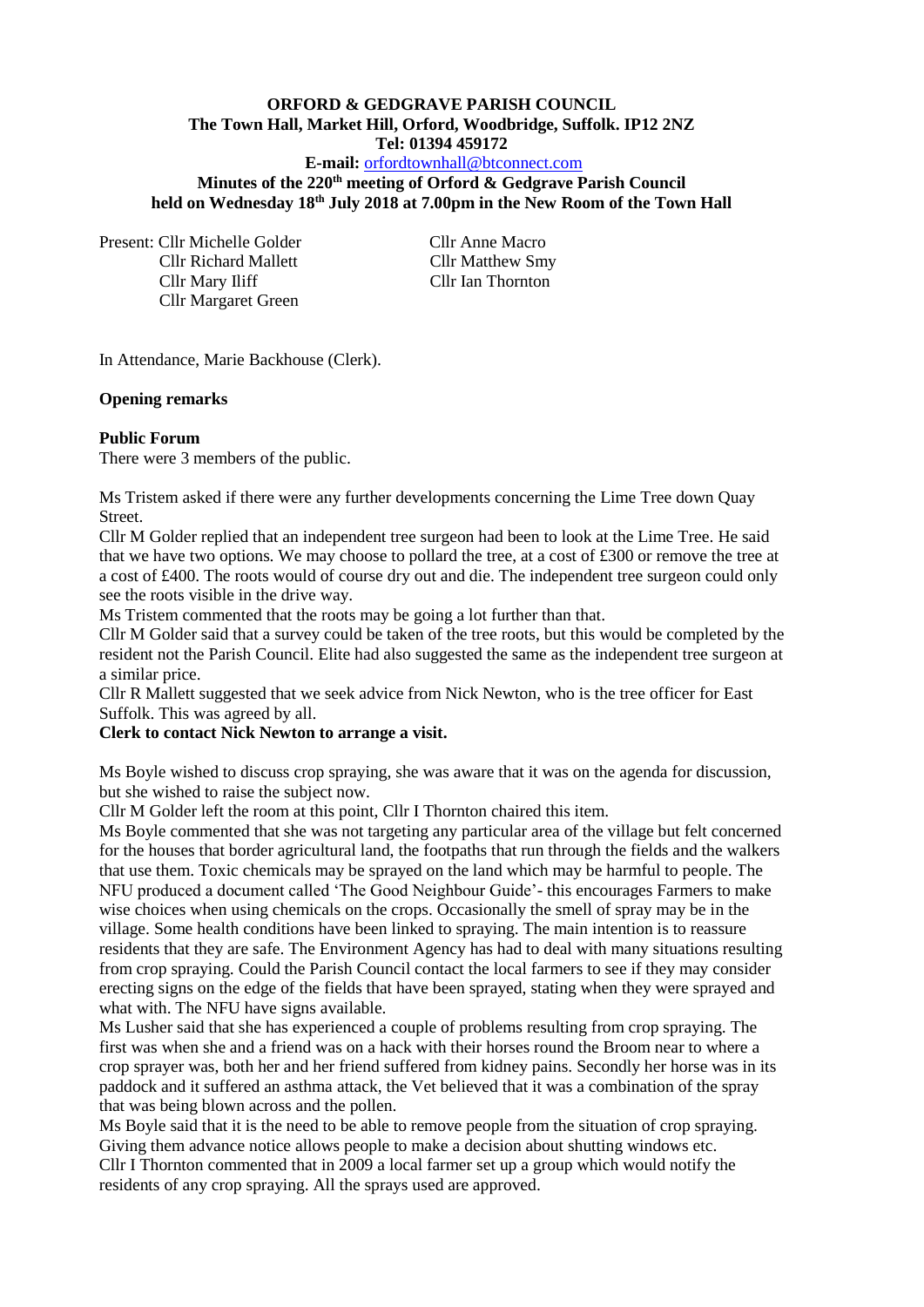**ORFORD & GEDGRAVE PARISH COUNCIL**
**The Town Hall, Market Hill, Orford, Woodbridge, Suffolk. IP12 2NZ**
**Tel: 01394 459172**
**E-mail:** orfordtownhall@btconnect.com

**Minutes of the 220th meeting of Orford & Gedgrave Parish Council held on Wednesday 18th July 2018 at 7.00pm in the New Room of the Town Hall**

Present: Cllr Michelle Golder
Cllr Richard Mallett
Cllr Mary Iliff
Cllr Margaret Green
Cllr Anne Macro
Cllr Matthew Smy
Cllr Ian Thornton

In Attendance, Marie Backhouse (Clerk).

**Opening remarks**

**Public Forum**

There were 3 members of the public.

Ms Tristem asked if there were any further developments concerning the Lime Tree down Quay Street.

Cllr M Golder replied that an independent tree surgeon had been to look at the Lime Tree. He said that we have two options. We may choose to pollard the tree, at a cost of £300 or remove the tree at a cost of £400. The roots would of course dry out and die. The independent tree surgeon could only see the roots visible in the drive way.

Ms Tristem commented that the roots may be going a lot further than that.

Cllr M Golder said that a survey could be taken of the tree roots, but this would be completed by the resident not the Parish Council. Elite had also suggested the same as the independent tree surgeon at a similar price.

Cllr R Mallett suggested that we seek advice from Nick Newton, who is the tree officer for East Suffolk. This was agreed by all.

**Clerk to contact Nick Newton to arrange a visit.**

Ms Boyle wished to discuss crop spraying, she was aware that it was on the agenda for discussion, but she wished to raise the subject now.

Cllr M Golder left the room at this point, Cllr I Thornton chaired this item.

Ms Boyle commented that she was not targeting any particular area of the village but felt concerned for the houses that border agricultural land, the footpaths that run through the fields and the walkers that use them. Toxic chemicals may be sprayed on the land which may be harmful to people. The NFU produced a document called 'The Good Neighbour Guide'- this encourages Farmers to make wise choices when using chemicals on the crops. Occasionally the smell of spray may be in the village. Some health conditions have been linked to spraying. The main intention is to reassure residents that they are safe. The Environment Agency has had to deal with many situations resulting from crop spraying. Could the Parish Council contact the local farmers to see if they may consider erecting signs on the edge of the fields that have been sprayed, stating when they were sprayed and what with. The NFU have signs available.

Ms Lusher said that she has experienced a couple of problems resulting from crop spraying. The first was when she and a friend was on a hack with their horses round the Broom near to where a crop sprayer was, both her and her friend suffered from kidney pains. Secondly her horse was in its paddock and it suffered an asthma attack, the Vet believed that it was a combination of the spray that was being blown across and the pollen.

Ms Boyle said that it is the need to be able to remove people from the situation of crop spraying. Giving them advance notice allows people to make a decision about shutting windows etc.

Cllr I Thornton commented that in 2009 a local farmer set up a group which would notify the residents of any crop spraying. All the sprays used are approved.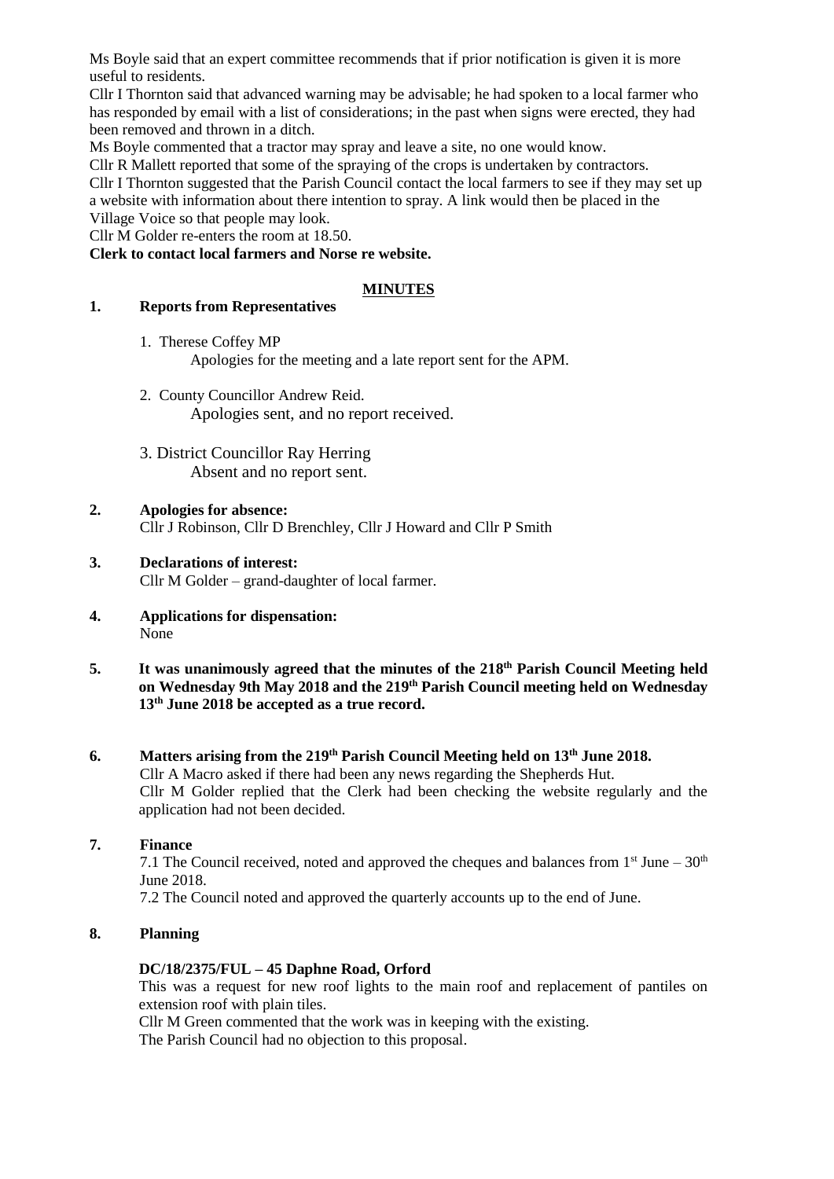Ms Boyle said that an expert committee recommends that if prior notification is given it is more useful to residents.

Cllr I Thornton said that advanced warning may be advisable; he had spoken to a local farmer who has responded by email with a list of considerations; in the past when signs were erected, they had been removed and thrown in a ditch.

Ms Boyle commented that a tractor may spray and leave a site, no one would know.

Cllr R Mallett reported that some of the spraying of the crops is undertaken by contractors.

Cllr I Thornton suggested that the Parish Council contact the local farmers to see if they may set up a website with information about there intention to spray. A link would then be placed in the Village Voice so that people may look.

Cllr M Golder re-enters the room at 18.50.

**Clerk to contact local farmers and Norse re website.**

## MINUTES

**1. Reports from Representatives**

1. Therese Coffey MP
   Apologies for the meeting and a late report sent for the APM.

2. County Councillor Andrew Reid.
   Apologies sent, and no report received.

3. District Councillor Ray Herring
   Absent and no report sent.

**2. Apologies for absence:**
Cllr J Robinson, Cllr D Brenchley, Cllr J Howard and Cllr P Smith

**3. Declarations of interest:**
Cllr M Golder – grand-daughter of local farmer.

**4. Applications for dispensation:**
None

**5. It was unanimously agreed that the minutes of the 218th Parish Council Meeting held on Wednesday 9th May 2018 and the 219th Parish Council meeting held on Wednesday 13th June 2018 be accepted as a true record.**

**6. Matters arising from the 219th Parish Council Meeting held on 13th June 2018.**
Cllr A Macro asked if there had been any news regarding the Shepherds Hut.
Cllr M Golder replied that the Clerk had been checking the website regularly and the application had not been decided.

**7. Finance**
7.1 The Council received, noted and approved the cheques and balances from 1st June – 30th June 2018.
7.2 The Council noted and approved the quarterly accounts up to the end of June.

**8. Planning**

**DC/18/2375/FUL – 45 Daphne Road, Orford**
This was a request for new roof lights to the main roof and replacement of pantiles on extension roof with plain tiles.
Cllr M Green commented that the work was in keeping with the existing.
The Parish Council had no objection to this proposal.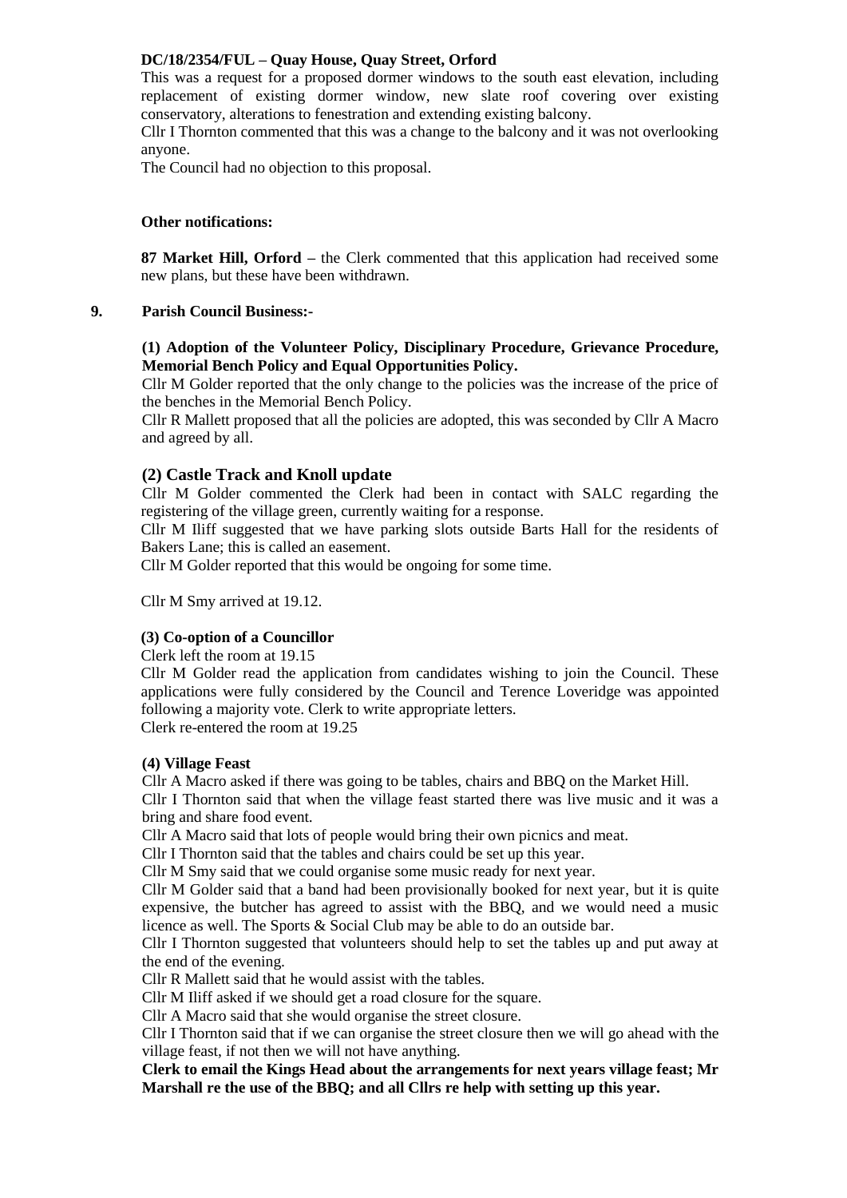**DC/18/2354/FUL – Quay House, Quay Street, Orford**

This was a request for a proposed dormer windows to the south east elevation, including replacement of existing dormer window, new slate roof covering over existing conservatory, alterations to fenestration and extending existing balcony.

Cllr I Thornton commented that this was a change to the balcony and it was not overlooking anyone.

The Council had no objection to this proposal.

**Other notifications:**

**87 Market Hill, Orford –** the Clerk commented that this application had received some new plans, but these have been withdrawn.

## 9. Parish Council Business:-

**(1) Adoption of the Volunteer Policy, Disciplinary Procedure, Grievance Procedure, Memorial Bench Policy and Equal Opportunities Policy.**

Cllr M Golder reported that the only change to the policies was the increase of the price of the benches in the Memorial Bench Policy.

Cllr R Mallett proposed that all the policies are adopted, this was seconded by Cllr A Macro and agreed by all.

### (2) Castle Track and Knoll update

Cllr M Golder commented the Clerk had been in contact with SALC regarding the registering of the village green, currently waiting for a response.

Cllr M Iliff suggested that we have parking slots outside Barts Hall for the residents of Bakers Lane; this is called an easement.

Cllr M Golder reported that this would be ongoing for some time.

Cllr M Smy arrived at 19.12.

**(3) Co-option of a Councillor**

Clerk left the room at 19.15

Cllr M Golder read the application from candidates wishing to join the Council. These applications were fully considered by the Council and Terence Loveridge was appointed following a majority vote. Clerk to write appropriate letters.

Clerk re-entered the room at 19.25

**(4) Village Feast**

Cllr A Macro asked if there was going to be tables, chairs and BBQ on the Market Hill.

Cllr I Thornton said that when the village feast started there was live music and it was a bring and share food event.

Cllr A Macro said that lots of people would bring their own picnics and meat.

Cllr I Thornton said that the tables and chairs could be set up this year.

Cllr M Smy said that we could organise some music ready for next year.

Cllr M Golder said that a band had been provisionally booked for next year, but it is quite expensive, the butcher has agreed to assist with the BBQ, and we would need a music licence as well. The Sports & Social Club may be able to do an outside bar.

Cllr I Thornton suggested that volunteers should help to set the tables up and put away at the end of the evening.

Cllr R Mallett said that he would assist with the tables.

Cllr M Iliff asked if we should get a road closure for the square.

Cllr A Macro said that she would organise the street closure.

Cllr I Thornton said that if we can organise the street closure then we will go ahead with the village feast, if not then we will not have anything.

**Clerk to email the Kings Head about the arrangements for next years village feast; Mr Marshall re the use of the BBQ; and all Cllrs re help with setting up this year.**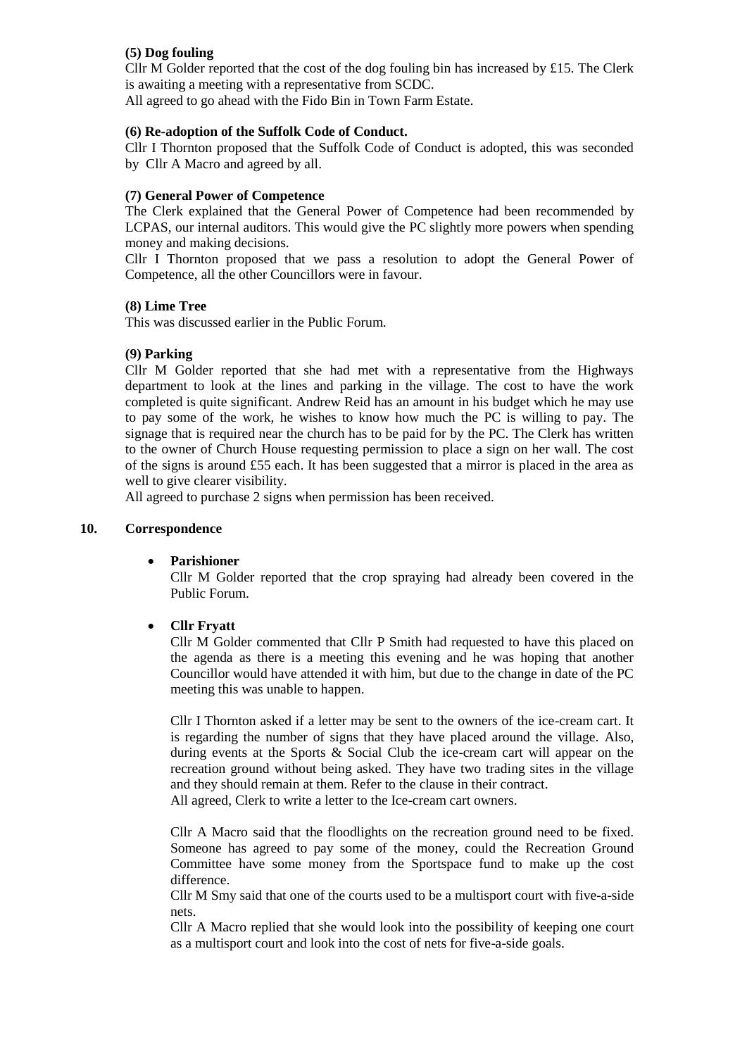**(5) Dog fouling**

Cllr M Golder reported that the cost of the dog fouling bin has increased by £15. The Clerk is awaiting a meeting with a representative from SCDC.

All agreed to go ahead with the Fido Bin in Town Farm Estate.

**(6) Re-adoption of the Suffolk Code of Conduct.**

Cllr I Thornton proposed that the Suffolk Code of Conduct is adopted, this was seconded by Cllr A Macro and agreed by all.

**(7) General Power of Competence**

The Clerk explained that the General Power of Competence had been recommended by LCPAS, our internal auditors. This would give the PC slightly more powers when spending money and making decisions.

Cllr I Thornton proposed that we pass a resolution to adopt the General Power of Competence, all the other Councillors were in favour.

**(8) Lime Tree**

This was discussed earlier in the Public Forum.

**(9) Parking**

Cllr M Golder reported that she had met with a representative from the Highways department to look at the lines and parking in the village. The cost to have the work completed is quite significant. Andrew Reid has an amount in his budget which he may use to pay some of the work, he wishes to know how much the PC is willing to pay. The signage that is required near the church has to be paid for by the PC. The Clerk has written to the owner of Church House requesting permission to place a sign on her wall. The cost of the signs is around £55 each. It has been suggested that a mirror is placed in the area as well to give clearer visibility.

All agreed to purchase 2 signs when permission has been received.

**10. Correspondence**

- **Parishioner**

  Cllr M Golder reported that the crop spraying had already been covered in the Public Forum.

- **Cllr Fryatt**

  Cllr M Golder commented that Cllr P Smith had requested to have this placed on the agenda as there is a meeting this evening and he was hoping that another Councillor would have attended it with him, but due to the change in date of the PC meeting this was unable to happen.

  Cllr I Thornton asked if a letter may be sent to the owners of the ice-cream cart. It is regarding the number of signs that they have placed around the village. Also, during events at the Sports & Social Club the ice-cream cart will appear on the recreation ground without being asked. They have two trading sites in the village and they should remain at them. Refer to the clause in their contract.

  All agreed, Clerk to write a letter to the Ice-cream cart owners.

  Cllr A Macro said that the floodlights on the recreation ground need to be fixed. Someone has agreed to pay some of the money, could the Recreation Ground Committee have some money from the Sportspace fund to make up the cost difference.

  Cllr M Smy said that one of the courts used to be a multisport court with five-a-side nets.

  Cllr A Macro replied that she would look into the possibility of keeping one court as a multisport court and look into the cost of nets for five-a-side goals.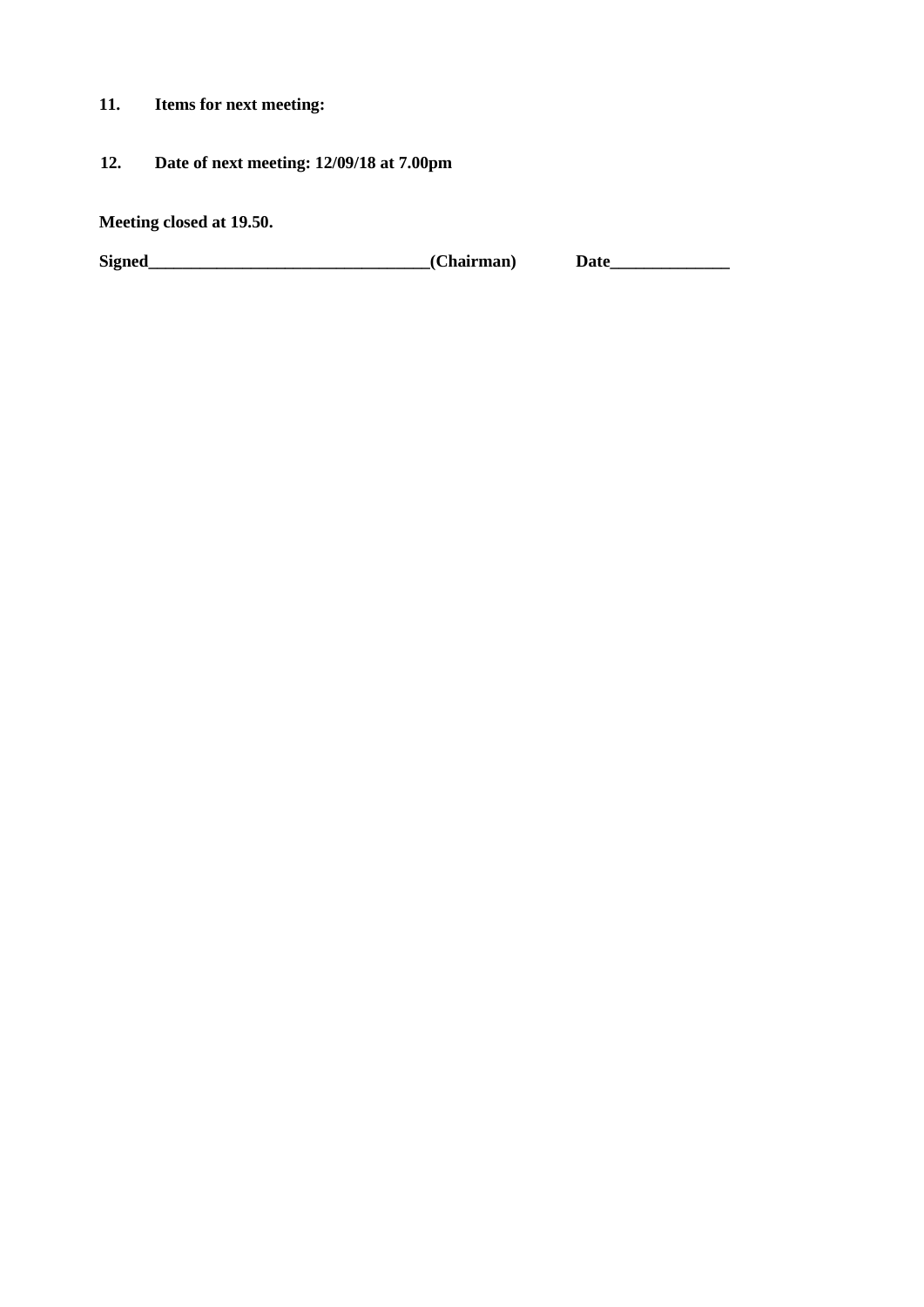**11. Items for next meeting:**

**12. Date of next meeting: 12/09/18 at 7.00pm**

**Meeting closed at 19.50.**

**Signed_________________________________(Chairman) Date______________**